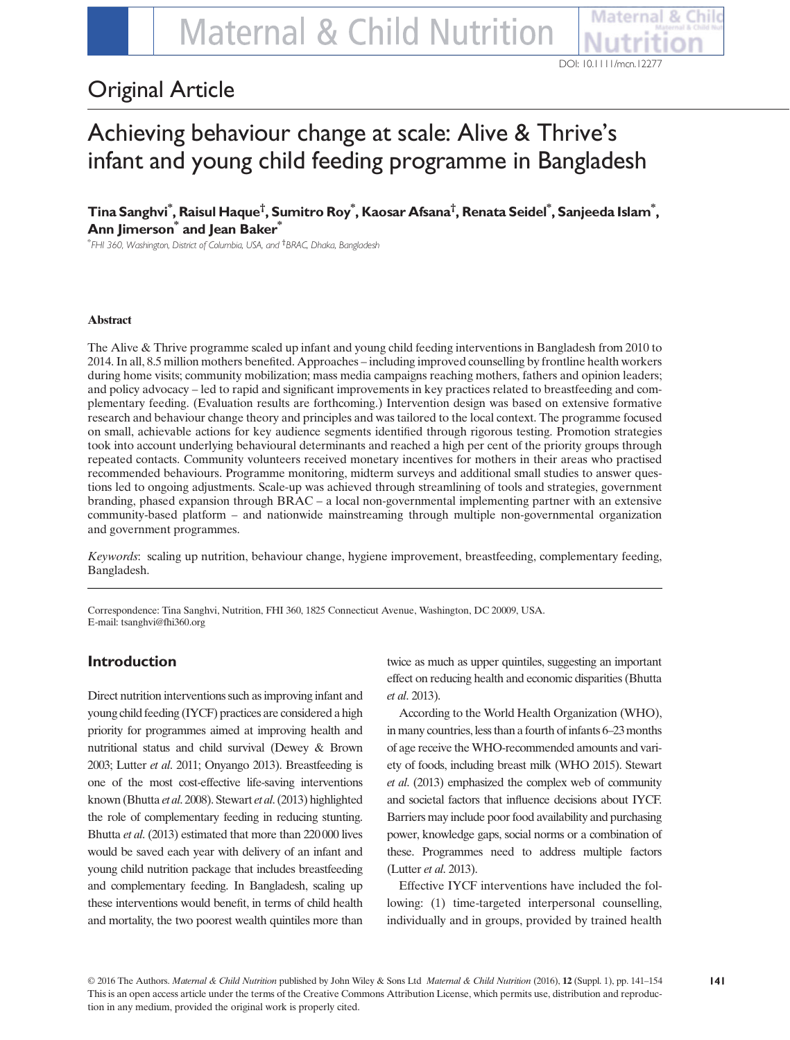DOI: 10.1111/mcn.12277

Original Article

# Achieving behaviour change at scale: Alive & Thrive's infant and young child feeding programme in Bangladesh

**Tina Sanghvi*, Raisul Haque†, Sumitro Roy*, Kaosar Afsana†, Renata Seidel*, Sanjeeda Islam*, Ann Jimerson* and Jean Baker***

*FHI 360, Washington, District of Columbia, USA, and †BRAC, Dhaka, Bangladesh

### Abstract

The Alive & Thrive programme scaled up infant and young child feeding interventions in Bangladesh from 2010 to 2014. In all, 8.5 million mothers benefited. Approaches – including improved counselling by frontline health workers during home visits; community mobilization; mass media campaigns reaching mothers, fathers and opinion leaders; and policy advocacy – led to rapid and significant improvements in key practices related to breastfeeding and complementary feeding. (Evaluation results are forthcoming.) Intervention design was based on extensive formative research and behaviour change theory and principles and was tailored to the local context. The programme focused on small, achievable actions for key audience segments identified through rigorous testing. Promotion strategies took into account underlying behavioural determinants and reached a high per cent of the priority groups through repeated contacts. Community volunteers received monetary incentives for mothers in their areas who practised recommended behaviours. Programme monitoring, midterm surveys and additional small studies to answer questions led to ongoing adjustments. Scale-up was achieved through streamlining of tools and strategies, government branding, phased expansion through BRAC – a local non-governmental implementing partner with an extensive community-based platform – and nationwide mainstreaming through multiple non-governmental organization and government programmes.

*Keywords*: scaling up nutrition, behaviour change, hygiene improvement, breastfeeding, complementary feeding, Bangladesh.

Correspondence: Tina Sanghvi, Nutrition, FHI 360, 1825 Connecticut Avenue, Washington, DC 20009, USA.
E-mail: tsanghvi@fhi360.org

## Introduction

Direct nutrition interventions such as improving infant and young child feeding (IYCF) practices are considered a high priority for programmes aimed at improving health and nutritional status and child survival (Dewey & Brown 2003; Lutter *et al.* 2011; Onyango 2013). Breastfeeding is one of the most cost-effective life-saving interventions known (Bhutta *et al.* 2008). Stewart *et al.* (2013) highlighted the role of complementary feeding in reducing stunting. Bhutta *et al.* (2013) estimated that more than 220 000 lives would be saved each year with delivery of an infant and young child nutrition package that includes breastfeeding and complementary feeding. In Bangladesh, scaling up these interventions would benefit, in terms of child health and mortality, the two poorest wealth quintiles more than twice as much as upper quintiles, suggesting an important effect on reducing health and economic disparities (Bhutta *et al.* 2013).

According to the World Health Organization (WHO), in many countries, less than a fourth of infants 6–23 months of age receive the WHO-recommended amounts and variety of foods, including breast milk (WHO 2015). Stewart *et al.* (2013) emphasized the complex web of community and societal factors that influence decisions about IYCF. Barriers may include poor food availability and purchasing power, knowledge gaps, social norms or a combination of these. Programmes need to address multiple factors (Lutter *et al.* 2013).

Effective IYCF interventions have included the following: (1) time-targeted interpersonal counselling, individually and in groups, provided by trained health

© 2016 The Authors. *Maternal & Child Nutrition* published by John Wiley & Sons Ltd
This is an open access article under the terms of the Creative Commons Attribution License, which permits use, distribution and reproduction in any medium, provided the original work is properly cited.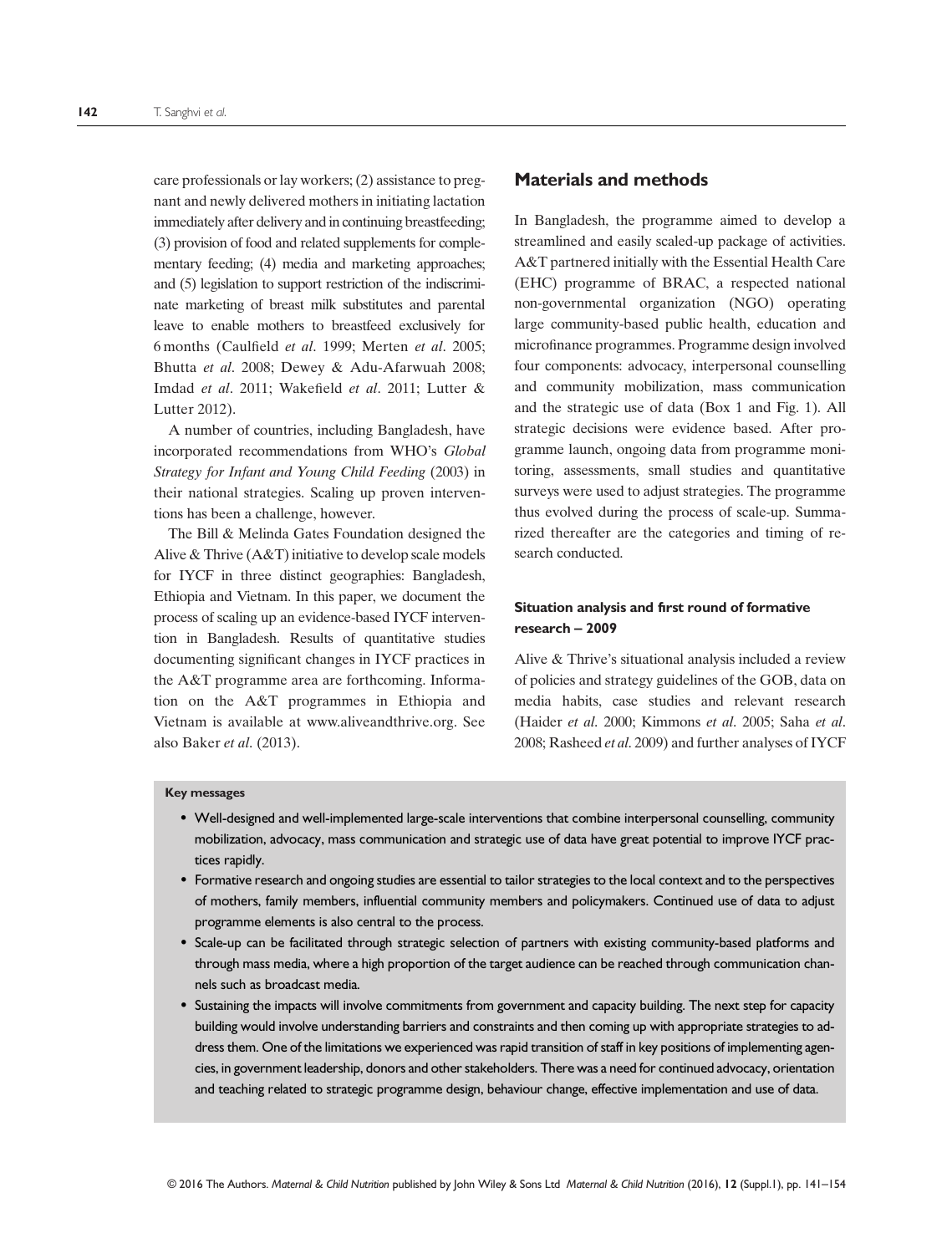care professionals or lay workers; (2) assistance to pregnant and newly delivered mothers in initiating lactation immediately after delivery and in continuing breastfeeding; (3) provision of food and related supplements for complementary feeding; (4) media and marketing approaches; and (5) legislation to support restriction of the indiscriminate marketing of breast milk substitutes and parental leave to enable mothers to breastfeed exclusively for 6 months (Caulfield *et al*. 1999; Merten *et al*. 2005; Bhutta *et al*. 2008; Dewey & Adu-Afarwuah 2008; Imdad *et al*. 2011; Wakefield *et al*. 2011; Lutter & Lutter 2012).

A number of countries, including Bangladesh, have incorporated recommendations from WHO's *Global Strategy for Infant and Young Child Feeding* (2003) in their national strategies. Scaling up proven interventions has been a challenge, however.

The Bill & Melinda Gates Foundation designed the Alive & Thrive (A&T) initiative to develop scale models for IYCF in three distinct geographies: Bangladesh, Ethiopia and Vietnam. In this paper, we document the process of scaling up an evidence-based IYCF intervention in Bangladesh. Results of quantitative studies documenting significant changes in IYCF practices in the A&T programme area are forthcoming. Information on the A&T programmes in Ethiopia and Vietnam is available at www.aliveandthrive.org. See also Baker *et al*. (2013).

## Materials and methods

In Bangladesh, the programme aimed to develop a streamlined and easily scaled-up package of activities. A&T partnered initially with the Essential Health Care (EHC) programme of BRAC, a respected national non-governmental organization (NGO) operating large community-based public health, education and microfinance programmes. Programme design involved four components: advocacy, interpersonal counselling and community mobilization, mass communication and the strategic use of data (Box 1 and Fig. 1). All strategic decisions were evidence based. After programme launch, ongoing data from programme monitoring, assessments, small studies and quantitative surveys were used to adjust strategies. The programme thus evolved during the process of scale-up. Summarized thereafter are the categories and timing of research conducted.

### Situation analysis and first round of formative research – 2009

Alive & Thrive's situational analysis included a review of policies and strategy guidelines of the GOB, data on media habits, case studies and relevant research (Haider *et al*. 2000; Kimmons *et al*. 2005; Saha *et al*. 2008; Rasheed *et al*. 2009) and further analyses of IYCF

**Key messages**

- Well-designed and well-implemented large-scale interventions that combine interpersonal counselling, community mobilization, advocacy, mass communication and strategic use of data have great potential to improve IYCF practices rapidly.
- Formative research and ongoing studies are essential to tailor strategies to the local context and to the perspectives of mothers, family members, influential community members and policymakers. Continued use of data to adjust programme elements is also central to the process.
- Scale-up can be facilitated through strategic selection of partners with existing community-based platforms and through mass media, where a high proportion of the target audience can be reached through communication channels such as broadcast media.
- Sustaining the impacts will involve commitments from government and capacity building. The next step for capacity building would involve understanding barriers and constraints and then coming up with appropriate strategies to address them. One of the limitations we experienced was rapid transition of staff in key positions of implementing agencies, in government leadership, donors and other stakeholders. There was a need for continued advocacy, orientation and teaching related to strategic programme design, behaviour change, effective implementation and use of data.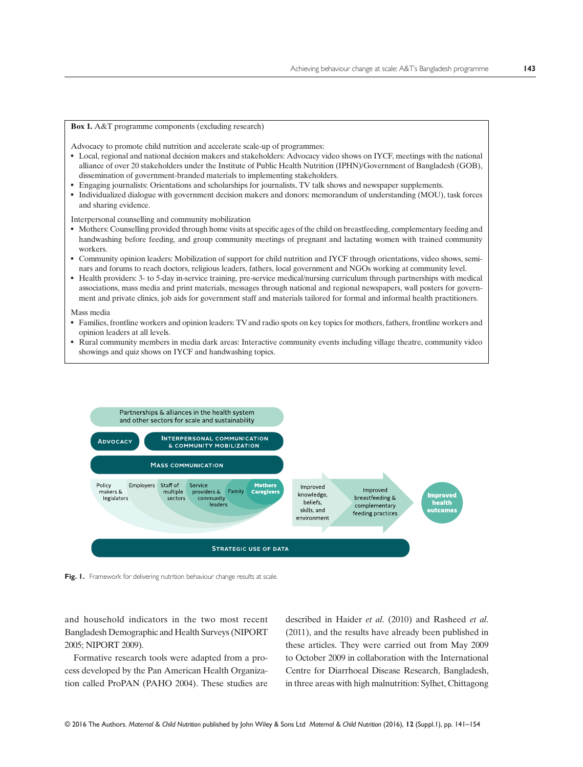**Box 1.** A&T programme components (excluding research)

Advocacy to promote child nutrition and accelerate scale-up of programmes:

- Local, regional and national decision makers and stakeholders: Advocacy video shows on IYCF, meetings with the national alliance of over 20 stakeholders under the Institute of Public Health Nutrition (IPHN)/Government of Bangladesh (GOB), dissemination of government-branded materials to implementing stakeholders.
- Engaging journalists: Orientations and scholarships for journalists, TV talk shows and newspaper supplements.
- Individualized dialogue with government decision makers and donors: memorandum of understanding (MOU), task forces and sharing evidence.

Interpersonal counselling and community mobilization

- Mothers: Counselling provided through home visits at specific ages of the child on breastfeeding, complementary feeding and handwashing before feeding, and group community meetings of pregnant and lactating women with trained community workers.
- Community opinion leaders: Mobilization of support for child nutrition and IYCF through orientations, video shows, seminars and forums to reach doctors, religious leaders, fathers, local government and NGOs working at community level.
- Health providers: 3- to 5-day in-service training, pre-service medical/nursing curriculum through partnerships with medical associations, mass media and print materials, messages through national and regional newspapers, wall posters for government and private clinics, job aids for government staff and materials tailored for formal and informal health practitioners.

Mass media

- Families, frontline workers and opinion leaders: TV and radio spots on key topics for mothers, fathers, frontline workers and opinion leaders at all levels.
- Rural community members in media dark areas: Interactive community events including village theatre, community video showings and quiz shows on IYCF and handwashing topics.

Partnerships & alliances in the health system and other sectors for scale and sustainability

ADVOCACY

INTERPERSONAL COMMUNICATION & COMMUNITY MOBILIZATION

MASS COMMUNICATION

Policy makers & legislators

Employers

Staff of multiple sectors

Service providers & community leaders

Family

Mothers Caregivers

Improved knowledge, beliefs, skills, and environment

Improved breastfeeding & complementary feeding practices

Improved health outcomes

STRATEGIC USE OF DATA

**Fig. 1.** Framework for delivering nutrition behaviour change results at scale.

and household indicators in the two most recent Bangladesh Demographic and Health Surveys (NIPORT 2005; NIPORT 2009).

Formative research tools were adapted from a process developed by the Pan American Health Organization called ProPAN (PAHO 2004). These studies are described in Haider *et al.* (2010) and Rasheed *et al.* (2011), and the results have already been published in these articles. They were carried out from May 2009 to October 2009 in collaboration with the International Centre for Diarrhoeal Disease Research, Bangladesh, in three areas with high malnutrition: Sylhet, Chittagong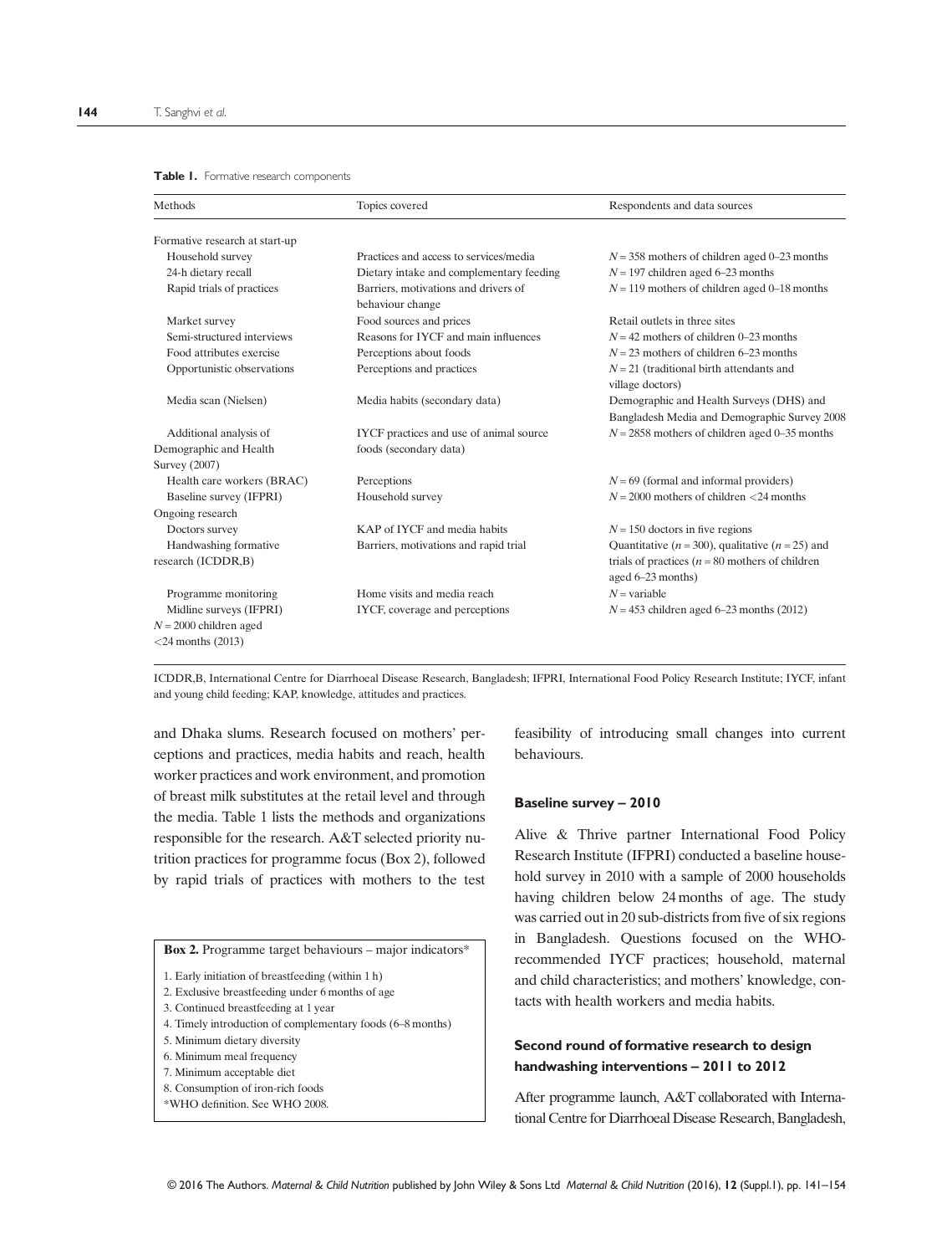**Table 1.** Formative research components

| Methods | Topics covered | Respondents and data sources |
|---|---|---|
| Formative research at start-up | | |
| Household survey | Practices and access to services/media | $N = 358$ mothers of children aged 0–23 months |
| 24-h dietary recall | Dietary intake and complementary feeding | $N = 197$ children aged 6–23 months |
| Rapid trials of practices | Barriers, motivations and drivers of behaviour change | $N = 119$ mothers of children aged 0–18 months |
| Market survey | Food sources and prices | Retail outlets in three sites |
| Semi-structured interviews | Reasons for IYCF and main influences | $N = 42$ mothers of children 0–23 months |
| Food attributes exercise | Perceptions about foods | $N = 23$ mothers of children 6–23 months |
| Opportunistic observations | Perceptions and practices | $N = 21$ (traditional birth attendants and village doctors) |
| Media scan (Nielsen) | Media habits (secondary data) | Demographic and Health Surveys (DHS) and Bangladesh Media and Demographic Survey 2008 |
| Additional analysis of Demographic and Health Survey (2007) | IYCF practices and use of animal source foods (secondary data) | $N = 2858$ mothers of children aged 0–35 months |
| Health care workers (BRAC) | Perceptions | $N = 69$ (formal and informal providers) |
| Baseline survey (IFPRI) | Household survey | $N = 2000$ mothers of children <24 months |
| Ongoing research | | |
| Doctors survey | KAP of IYCF and media habits | $N = 150$ doctors in five regions |
| Handwashing formative research (ICDDR,B) | Barriers, motivations and rapid trial | Quantitative ($n = 300$), qualitative ($n = 25$) and trials of practices ($n = 80$ mothers of children aged 6–23 months) |
| Programme monitoring | Home visits and media reach | $N$ = variable |
| Midline surveys (IFPRI) $N = 2000$ children aged <24 months (2013) | IYCF, coverage and perceptions | $N = 453$ children aged 6–23 months (2012) |

ICDDR,B, International Centre for Diarrhoeal Disease Research, Bangladesh; IFPRI, International Food Policy Research Institute; IYCF, infant and young child feeding; KAP, knowledge, attitudes and practices.

and Dhaka slums. Research focused on mothers' perceptions and practices, media habits and reach, health worker practices and work environment, and promotion of breast milk substitutes at the retail level and through the media. Table 1 lists the methods and organizations responsible for the research. A&T selected priority nutrition practices for programme focus (Box 2), followed by rapid trials of practices with mothers to the test feasibility of introducing small changes into current behaviours.

**Box 2.** Programme target behaviours – major indicators*

1. Early initiation of breastfeeding (within 1 h)
2. Exclusive breastfeeding under 6 months of age
3. Continued breastfeeding at 1 year
4. Timely introduction of complementary foods (6–8 months)
5. Minimum dietary diversity
6. Minimum meal frequency
7. Minimum acceptable diet
8. Consumption of iron-rich foods

*WHO definition. See WHO 2008.

### Baseline survey – 2010

Alive & Thrive partner International Food Policy Research Institute (IFPRI) conducted a baseline household survey in 2010 with a sample of 2000 households having children below 24 months of age. The study was carried out in 20 sub-districts from five of six regions in Bangladesh. Questions focused on the WHO-recommended IYCF practices; household, maternal and child characteristics; and mothers' knowledge, contacts with health workers and media habits.

### Second round of formative research to design handwashing interventions – 2011 to 2012

After programme launch, A&T collaborated with International Centre for Diarrhoeal Disease Research, Bangladesh,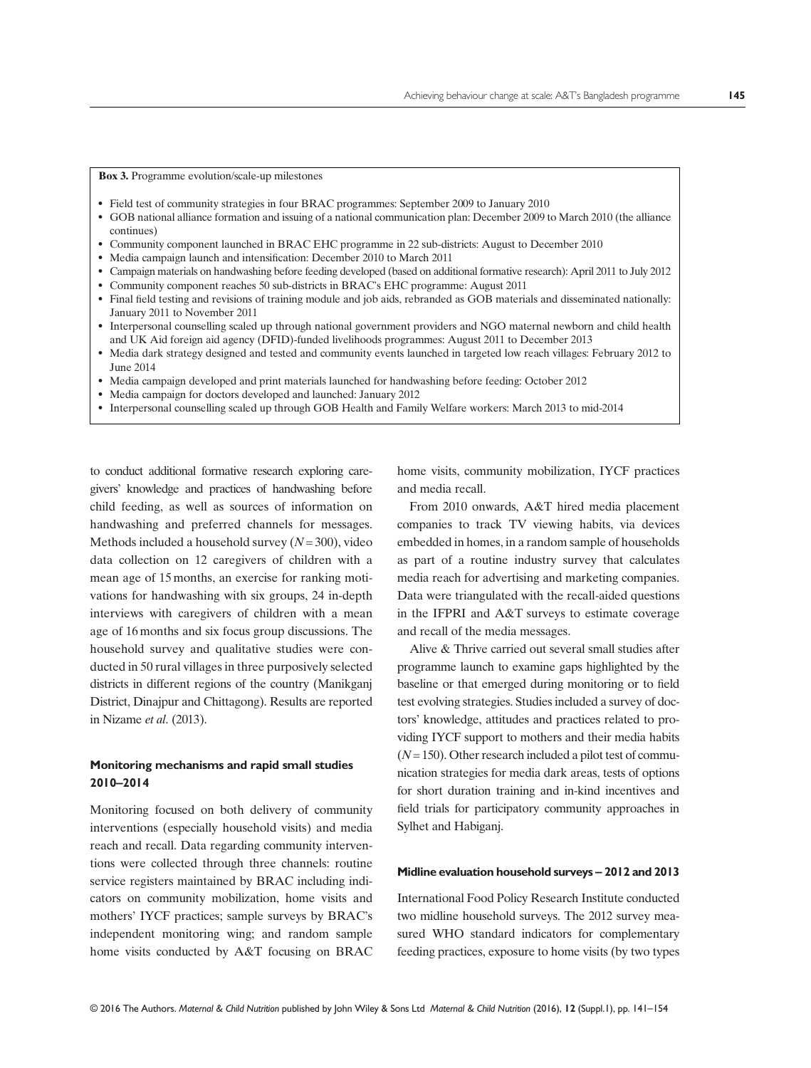**Box 3.** Programme evolution/scale-up milestones

- Field test of community strategies in four BRAC programmes: September 2009 to January 2010
- GOB national alliance formation and issuing of a national communication plan: December 2009 to March 2010 (the alliance continues)
- Community component launched in BRAC EHC programme in 22 sub-districts: August to December 2010
- Media campaign launch and intensification: December 2010 to March 2011
- Campaign materials on handwashing before feeding developed (based on additional formative research): April 2011 to July 2012
- Community component reaches 50 sub-districts in BRAC's EHC programme: August 2011
- Final field testing and revisions of training module and job aids, rebranded as GOB materials and disseminated nationally: January 2011 to November 2011
- Interpersonal counselling scaled up through national government providers and NGO maternal newborn and child health and UK Aid foreign aid agency (DFID)-funded livelihoods programmes: August 2011 to December 2013
- Media dark strategy designed and tested and community events launched in targeted low reach villages: February 2012 to June 2014
- Media campaign developed and print materials launched for handwashing before feeding: October 2012
- Media campaign for doctors developed and launched: January 2012
- Interpersonal counselling scaled up through GOB Health and Family Welfare workers: March 2013 to mid-2014

to conduct additional formative research exploring caregivers' knowledge and practices of handwashing before child feeding, as well as sources of information on handwashing and preferred channels for messages. Methods included a household survey ($N = 300$), video data collection on 12 caregivers of children with a mean age of 15 months, an exercise for ranking motivations for handwashing with six groups, 24 in-depth interviews with caregivers of children with a mean age of 16 months and six focus group discussions. The household survey and qualitative studies were conducted in 50 rural villages in three purposively selected districts in different regions of the country (Manikganj District, Dinajpur and Chittagong). Results are reported in Nizame *et al.* (2013).

### Monitoring mechanisms and rapid small studies 2010–2014

Monitoring focused on both delivery of community interventions (especially household visits) and media reach and recall. Data regarding community interventions were collected through three channels: routine service registers maintained by BRAC including indicators on community mobilization, home visits and mothers' IYCF practices; sample surveys by BRAC's independent monitoring wing; and random sample home visits conducted by A&T focusing on BRAC home visits, community mobilization, IYCF practices and media recall.

From 2010 onwards, A&T hired media placement companies to track TV viewing habits, via devices embedded in homes, in a random sample of households as part of a routine industry survey that calculates media reach for advertising and marketing companies. Data were triangulated with the recall-aided questions in the IFPRI and A&T surveys to estimate coverage and recall of the media messages.

Alive & Thrive carried out several small studies after programme launch to examine gaps highlighted by the baseline or that emerged during monitoring or to field test evolving strategies. Studies included a survey of doctors' knowledge, attitudes and practices related to providing IYCF support to mothers and their media habits ($N = 150$). Other research included a pilot test of communication strategies for media dark areas, tests of options for short duration training and in-kind incentives and field trials for participatory community approaches in Sylhet and Habiganj.

### Midline evaluation household surveys – 2012 and 2013

International Food Policy Research Institute conducted two midline household surveys. The 2012 survey measured WHO standard indicators for complementary feeding practices, exposure to home visits (by two types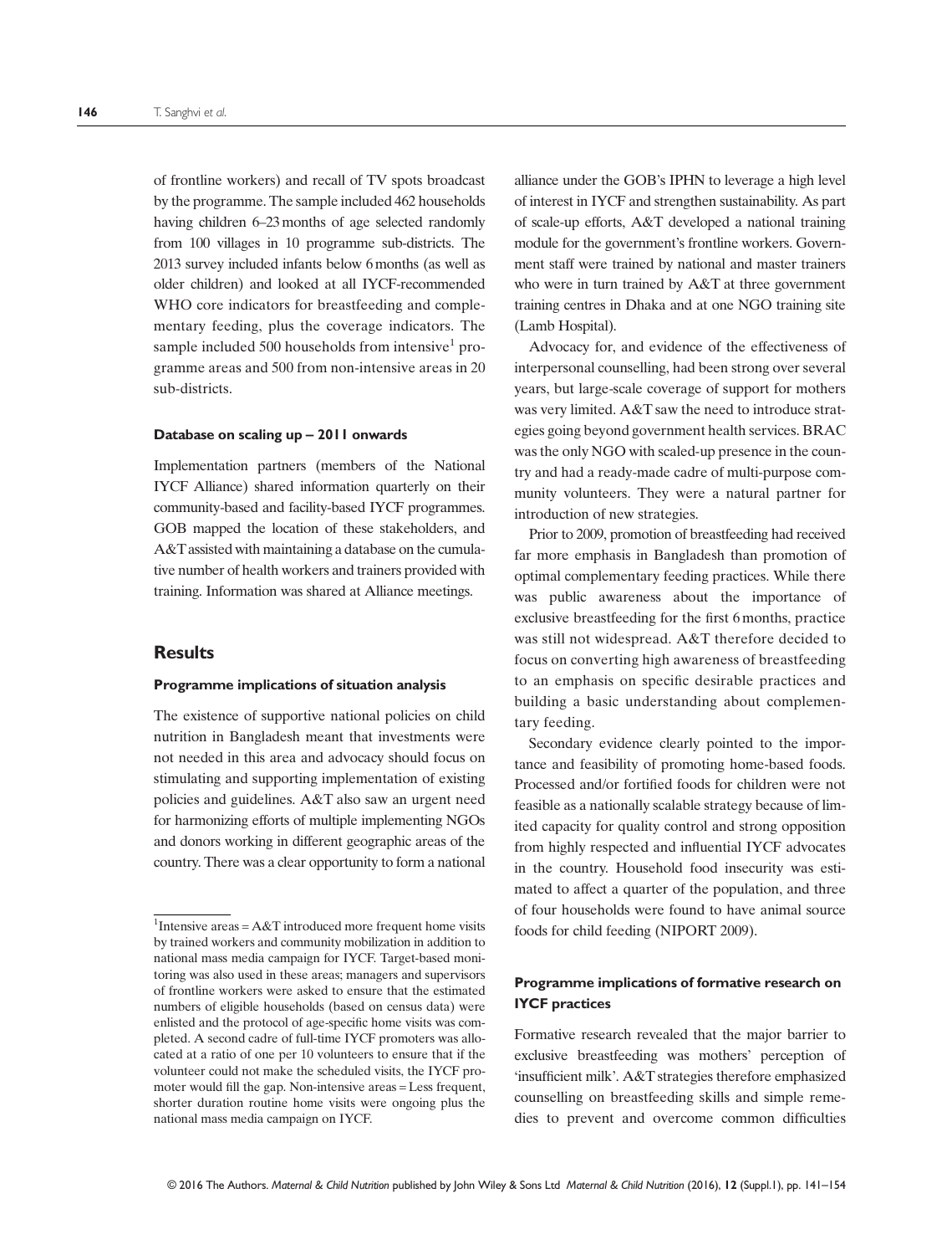of frontline workers) and recall of TV spots broadcast by the programme. The sample included 462 households having children 6–23 months of age selected randomly from 100 villages in 10 programme sub-districts. The 2013 survey included infants below 6 months (as well as older children) and looked at all IYCF-recommended WHO core indicators for breastfeeding and complementary feeding, plus the coverage indicators. The sample included 500 households from intensive[1] programme areas and 500 from non-intensive areas in 20 sub-districts.

#### Database on scaling up – 2011 onwards

Implementation partners (members of the National IYCF Alliance) shared information quarterly on their community-based and facility-based IYCF programmes. GOB mapped the location of these stakeholders, and A&T assisted with maintaining a database on the cumulative number of health workers and trainers provided with training. Information was shared at Alliance meetings.

## Results

#### Programme implications of situation analysis

The existence of supportive national policies on child nutrition in Bangladesh meant that investments were not needed in this area and advocacy should focus on stimulating and supporting implementation of existing policies and guidelines. A&T also saw an urgent need for harmonizing efforts of multiple implementing NGOs and donors working in different geographic areas of the country. There was a clear opportunity to form a national alliance under the GOB's IPHN to leverage a high level of interest in IYCF and strengthen sustainability. As part of scale-up efforts, A&T developed a national training module for the government's frontline workers. Government staff were trained by national and master trainers who were in turn trained by A&T at three government training centres in Dhaka and at one NGO training site (Lamb Hospital).

Advocacy for, and evidence of the effectiveness of interpersonal counselling, had been strong over several years, but large-scale coverage of support for mothers was very limited. A&T saw the need to introduce strategies going beyond government health services. BRAC was the only NGO with scaled-up presence in the country and had a ready-made cadre of multi-purpose community volunteers. They were a natural partner for introduction of new strategies.

Prior to 2009, promotion of breastfeeding had received far more emphasis in Bangladesh than promotion of optimal complementary feeding practices. While there was public awareness about the importance of exclusive breastfeeding for the first 6 months, practice was still not widespread. A&T therefore decided to focus on converting high awareness of breastfeeding to an emphasis on specific desirable practices and building a basic understanding about complementary feeding.

Secondary evidence clearly pointed to the importance and feasibility of promoting home-based foods. Processed and/or fortified foods for children were not feasible as a nationally scalable strategy because of limited capacity for quality control and strong opposition from highly respected and influential IYCF advocates in the country. Household food insecurity was estimated to affect a quarter of the population, and three of four households were found to have animal source foods for child feeding (NIPORT 2009).

#### Programme implications of formative research on IYCF practices

Formative research revealed that the major barrier to exclusive breastfeeding was mothers' perception of 'insufficient milk'. A&T strategies therefore emphasized counselling on breastfeeding skills and simple remedies to prevent and overcome common difficulties

[1]Intensive areas = A&T introduced more frequent home visits by trained workers and community mobilization in addition to national mass media campaign for IYCF. Target-based monitoring was also used in these areas; managers and supervisors of frontline workers were asked to ensure that the estimated numbers of eligible households (based on census data) were enlisted and the protocol of age-specific home visits was completed. A second cadre of full-time IYCF promoters was allocated at a ratio of one per 10 volunteers to ensure that if the volunteer could not make the scheduled visits, the IYCF promoter would fill the gap. Non-intensive areas = Less frequent, shorter duration routine home visits were ongoing plus the national mass media campaign on IYCF.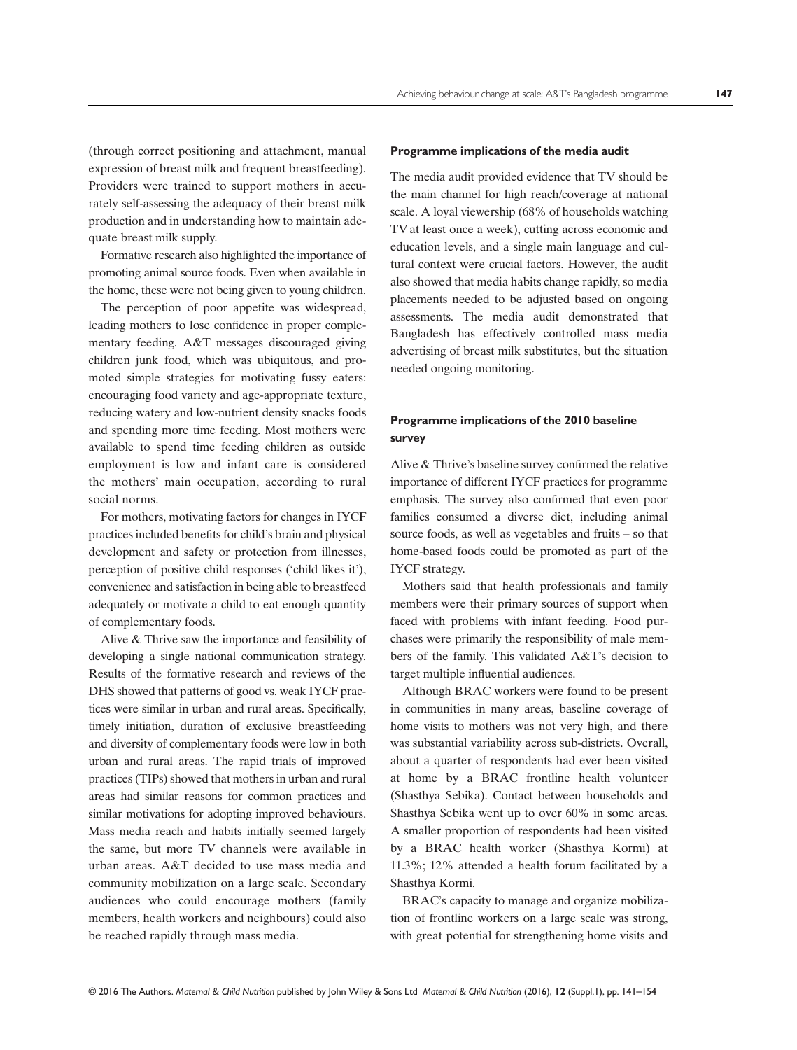(through correct positioning and attachment, manual expression of breast milk and frequent breastfeeding). Providers were trained to support mothers in accurately self-assessing the adequacy of their breast milk production and in understanding how to maintain adequate breast milk supply.

Formative research also highlighted the importance of promoting animal source foods. Even when available in the home, these were not being given to young children.

The perception of poor appetite was widespread, leading mothers to lose confidence in proper complementary feeding. A&T messages discouraged giving children junk food, which was ubiquitous, and promoted simple strategies for motivating fussy eaters: encouraging food variety and age-appropriate texture, reducing watery and low-nutrient density snacks foods and spending more time feeding. Most mothers were available to spend time feeding children as outside employment is low and infant care is considered the mothers' main occupation, according to rural social norms.

For mothers, motivating factors for changes in IYCF practices included benefits for child's brain and physical development and safety or protection from illnesses, perception of positive child responses ('child likes it'), convenience and satisfaction in being able to breastfeed adequately or motivate a child to eat enough quantity of complementary foods.

Alive & Thrive saw the importance and feasibility of developing a single national communication strategy. Results of the formative research and reviews of the DHS showed that patterns of good vs. weak IYCF practices were similar in urban and rural areas. Specifically, timely initiation, duration of exclusive breastfeeding and diversity of complementary foods were low in both urban and rural areas. The rapid trials of improved practices (TIPs) showed that mothers in urban and rural areas had similar reasons for common practices and similar motivations for adopting improved behaviours. Mass media reach and habits initially seemed largely the same, but more TV channels were available in urban areas. A&T decided to use mass media and community mobilization on a large scale. Secondary audiences who could encourage mothers (family members, health workers and neighbours) could also be reached rapidly through mass media.

#### Programme implications of the media audit

The media audit provided evidence that TV should be the main channel for high reach/coverage at national scale. A loyal viewership (68% of households watching TV at least once a week), cutting across economic and education levels, and a single main language and cultural context were crucial factors. However, the audit also showed that media habits change rapidly, so media placements needed to be adjusted based on ongoing assessments. The media audit demonstrated that Bangladesh has effectively controlled mass media advertising of breast milk substitutes, but the situation needed ongoing monitoring.

#### Programme implications of the 2010 baseline survey

Alive & Thrive's baseline survey confirmed the relative importance of different IYCF practices for programme emphasis. The survey also confirmed that even poor families consumed a diverse diet, including animal source foods, as well as vegetables and fruits – so that home-based foods could be promoted as part of the IYCF strategy.

Mothers said that health professionals and family members were their primary sources of support when faced with problems with infant feeding. Food purchases were primarily the responsibility of male members of the family. This validated A&T's decision to target multiple influential audiences.

Although BRAC workers were found to be present in communities in many areas, baseline coverage of home visits to mothers was not very high, and there was substantial variability across sub-districts. Overall, about a quarter of respondents had ever been visited at home by a BRAC frontline health volunteer (Shasthya Sebika). Contact between households and Shasthya Sebika went up to over 60% in some areas. A smaller proportion of respondents had been visited by a BRAC health worker (Shasthya Kormi) at 11.3%; 12% attended a health forum facilitated by a Shasthya Kormi.

BRAC's capacity to manage and organize mobilization of frontline workers on a large scale was strong, with great potential for strengthening home visits and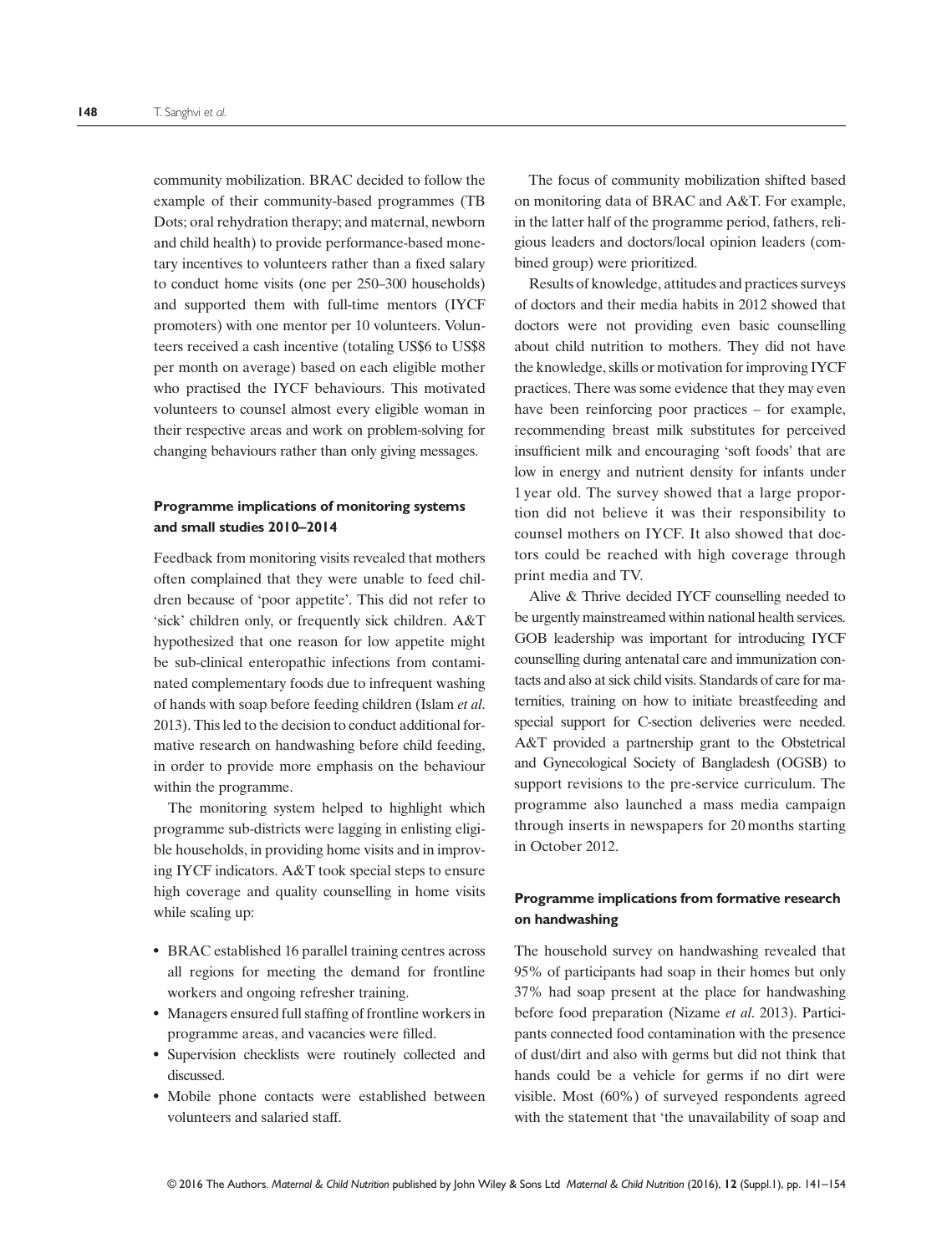community mobilization. BRAC decided to follow the example of their community-based programmes (TB Dots; oral rehydration therapy; and maternal, newborn and child health) to provide performance-based monetary incentives to volunteers rather than a fixed salary to conduct home visits (one per 250–300 households) and supported them with full-time mentors (IYCF promoters) with one mentor per 10 volunteers. Volunteers received a cash incentive (totaling US$6 to US$8 per month on average) based on each eligible mother who practised the IYCF behaviours. This motivated volunteers to counsel almost every eligible woman in their respective areas and work on problem-solving for changing behaviours rather than only giving messages.

### Programme implications of monitoring systems and small studies 2010–2014

Feedback from monitoring visits revealed that mothers often complained that they were unable to feed children because of 'poor appetite'. This did not refer to 'sick' children only, or frequently sick children. A&T hypothesized that one reason for low appetite might be sub-clinical enteropathic infections from contaminated complementary foods due to infrequent washing of hands with soap before feeding children (Islam *et al.* 2013). This led to the decision to conduct additional formative research on handwashing before child feeding, in order to provide more emphasis on the behaviour within the programme.

The monitoring system helped to highlight which programme sub-districts were lagging in enlisting eligible households, in providing home visits and in improving IYCF indicators. A&T took special steps to ensure high coverage and quality counselling in home visits while scaling up:

- BRAC established 16 parallel training centres across all regions for meeting the demand for frontline workers and ongoing refresher training.
- Managers ensured full staffing of frontline workers in programme areas, and vacancies were filled.
- Supervision checklists were routinely collected and discussed.
- Mobile phone contacts were established between volunteers and salaried staff.

The focus of community mobilization shifted based on monitoring data of BRAC and A&T. For example, in the latter half of the programme period, fathers, religious leaders and doctors/local opinion leaders (combined group) were prioritized.

Results of knowledge, attitudes and practices surveys of doctors and their media habits in 2012 showed that doctors were not providing even basic counselling about child nutrition to mothers. They did not have the knowledge, skills or motivation for improving IYCF practices. There was some evidence that they may even have been reinforcing poor practices – for example, recommending breast milk substitutes for perceived insufficient milk and encouraging 'soft foods' that are low in energy and nutrient density for infants under 1 year old. The survey showed that a large proportion did not believe it was their responsibility to counsel mothers on IYCF. It also showed that doctors could be reached with high coverage through print media and TV.

Alive & Thrive decided IYCF counselling needed to be urgently mainstreamed within national health services. GOB leadership was important for introducing IYCF counselling during antenatal care and immunization contacts and also at sick child visits. Standards of care for maternities, training on how to initiate breastfeeding and special support for C-section deliveries were needed. A&T provided a partnership grant to the Obstetrical and Gynecological Society of Bangladesh (OGSB) to support revisions to the pre-service curriculum. The programme also launched a mass media campaign through inserts in newspapers for 20 months starting in October 2012.

### Programme implications from formative research on handwashing

The household survey on handwashing revealed that 95% of participants had soap in their homes but only 37% had soap present at the place for handwashing before food preparation (Nizame *et al.* 2013). Participants connected food contamination with the presence of dust/dirt and also with germs but did not think that hands could be a vehicle for germs if no dirt were visible. Most (60%) of surveyed respondents agreed with the statement that 'the unavailability of soap and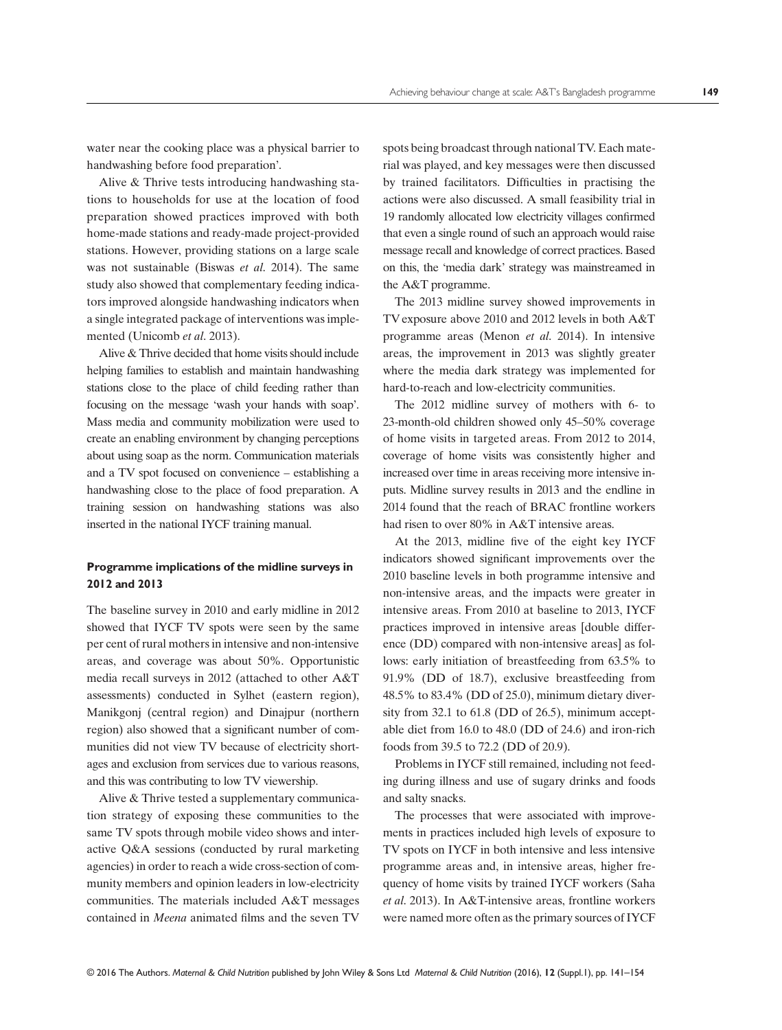water near the cooking place was a physical barrier to handwashing before food preparation'.

Alive & Thrive tests introducing handwashing stations to households for use at the location of food preparation showed practices improved with both home-made stations and ready-made project-provided stations. However, providing stations on a large scale was not sustainable (Biswas *et al.* 2014). The same study also showed that complementary feeding indicators improved alongside handwashing indicators when a single integrated package of interventions was implemented (Unicomb *et al.* 2013).

Alive & Thrive decided that home visits should include helping families to establish and maintain handwashing stations close to the place of child feeding rather than focusing on the message 'wash your hands with soap'. Mass media and community mobilization were used to create an enabling environment by changing perceptions about using soap as the norm. Communication materials and a TV spot focused on convenience – establishing a handwashing close to the place of food preparation. A training session on handwashing stations was also inserted in the national IYCF training manual.

## Programme implications of the midline surveys in 2012 and 2013

The baseline survey in 2010 and early midline in 2012 showed that IYCF TV spots were seen by the same per cent of rural mothers in intensive and non-intensive areas, and coverage was about 50%. Opportunistic media recall surveys in 2012 (attached to other A&T assessments) conducted in Sylhet (eastern region), Manikgonj (central region) and Dinajpur (northern region) also showed that a significant number of communities did not view TV because of electricity shortages and exclusion from services due to various reasons, and this was contributing to low TV viewership.

Alive & Thrive tested a supplementary communication strategy of exposing these communities to the same TV spots through mobile video shows and interactive Q&A sessions (conducted by rural marketing agencies) in order to reach a wide cross-section of community members and opinion leaders in low-electricity communities. The materials included A&T messages contained in *Meena* animated films and the seven TV spots being broadcast through national TV. Each material was played, and key messages were then discussed by trained facilitators. Difficulties in practising the actions were also discussed. A small feasibility trial in 19 randomly allocated low electricity villages confirmed that even a single round of such an approach would raise message recall and knowledge of correct practices. Based on this, the 'media dark' strategy was mainstreamed in the A&T programme.

The 2013 midline survey showed improvements in TV exposure above 2010 and 2012 levels in both A&T programme areas (Menon *et al.* 2014). In intensive areas, the improvement in 2013 was slightly greater where the media dark strategy was implemented for hard-to-reach and low-electricity communities.

The 2012 midline survey of mothers with 6- to 23-month-old children showed only 45–50% coverage of home visits in targeted areas. From 2012 to 2014, coverage of home visits was consistently higher and increased over time in areas receiving more intensive inputs. Midline survey results in 2013 and the endline in 2014 found that the reach of BRAC frontline workers had risen to over 80% in A&T intensive areas.

At the 2013, midline five of the eight key IYCF indicators showed significant improvements over the 2010 baseline levels in both programme intensive and non-intensive areas, and the impacts were greater in intensive areas. From 2010 at baseline to 2013, IYCF practices improved in intensive areas [double difference (DD) compared with non-intensive areas] as follows: early initiation of breastfeeding from 63.5% to 91.9% (DD of 18.7), exclusive breastfeeding from 48.5% to 83.4% (DD of 25.0), minimum dietary diversity from 32.1 to 61.8 (DD of 26.5), minimum acceptable diet from 16.0 to 48.0 (DD of 24.6) and iron-rich foods from 39.5 to 72.2 (DD of 20.9).

Problems in IYCF still remained, including not feeding during illness and use of sugary drinks and foods and salty snacks.

The processes that were associated with improvements in practices included high levels of exposure to TV spots on IYCF in both intensive and less intensive programme areas and, in intensive areas, higher frequency of home visits by trained IYCF workers (Saha *et al.* 2013). In A&T-intensive areas, frontline workers were named more often as the primary sources of IYCF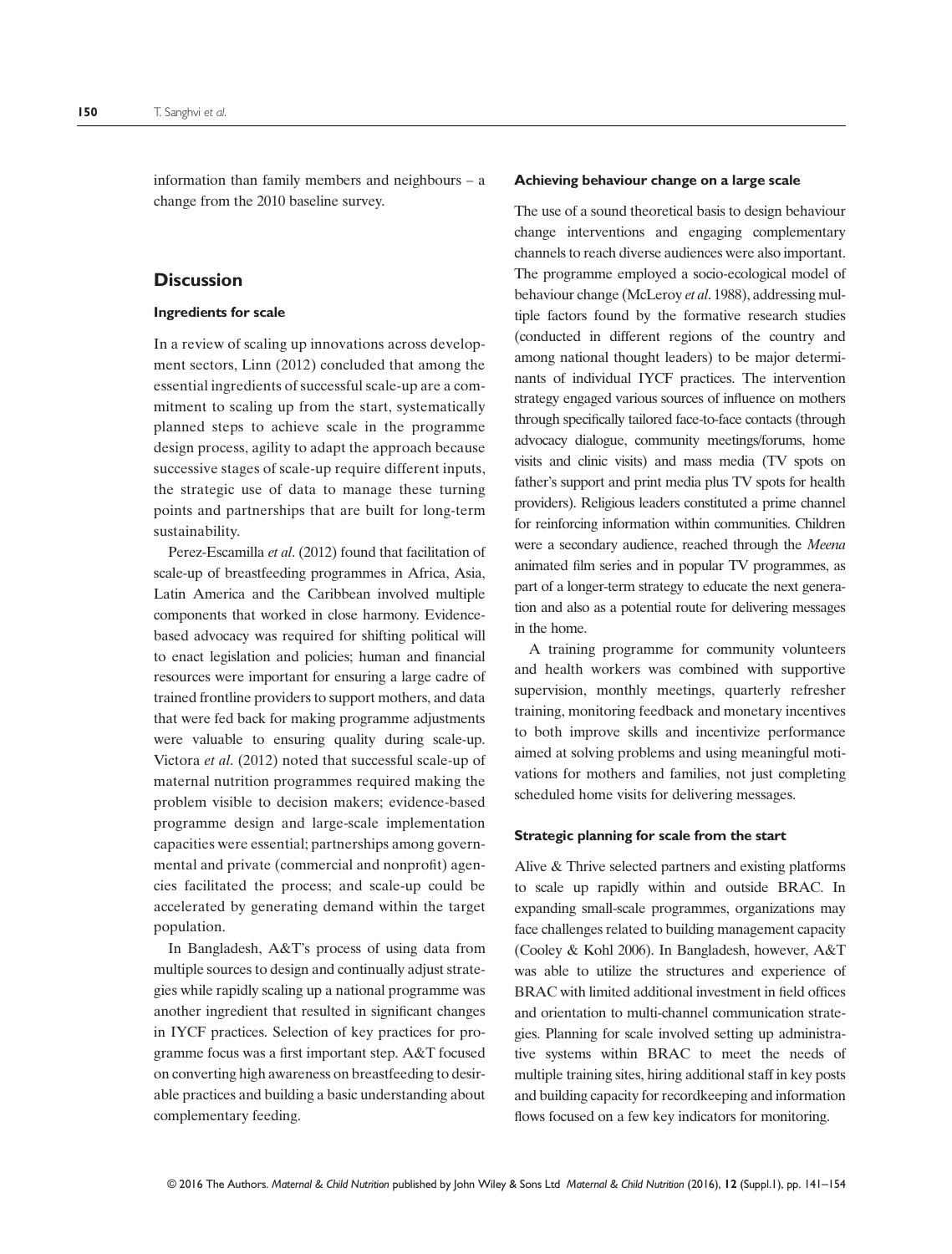information than family members and neighbours – a change from the 2010 baseline survey.

## Discussion

### Ingredients for scale

In a review of scaling up innovations across development sectors, Linn (2012) concluded that among the essential ingredients of successful scale-up are a commitment to scaling up from the start, systematically planned steps to achieve scale in the programme design process, agility to adapt the approach because successive stages of scale-up require different inputs, the strategic use of data to manage these turning points and partnerships that are built for long-term sustainability.

Perez-Escamilla *et al*. (2012) found that facilitation of scale-up of breastfeeding programmes in Africa, Asia, Latin America and the Caribbean involved multiple components that worked in close harmony. Evidence-based advocacy was required for shifting political will to enact legislation and policies; human and financial resources were important for ensuring a large cadre of trained frontline providers to support mothers, and data that were fed back for making programme adjustments were valuable to ensuring quality during scale-up. Victora *et al*. (2012) noted that successful scale-up of maternal nutrition programmes required making the problem visible to decision makers; evidence-based programme design and large-scale implementation capacities were essential; partnerships among governmental and private (commercial and nonprofit) agencies facilitated the process; and scale-up could be accelerated by generating demand within the target population.

In Bangladesh, A&T's process of using data from multiple sources to design and continually adjust strategies while rapidly scaling up a national programme was another ingredient that resulted in significant changes in IYCF practices. Selection of key practices for programme focus was a first important step. A&T focused on converting high awareness on breastfeeding to desirable practices and building a basic understanding about complementary feeding.

### Achieving behaviour change on a large scale

The use of a sound theoretical basis to design behaviour change interventions and engaging complementary channels to reach diverse audiences were also important. The programme employed a socio-ecological model of behaviour change (McLeroy *et al*. 1988), addressing multiple factors found by the formative research studies (conducted in different regions of the country and among national thought leaders) to be major determinants of individual IYCF practices. The intervention strategy engaged various sources of influence on mothers through specifically tailored face-to-face contacts (through advocacy dialogue, community meetings/forums, home visits and clinic visits) and mass media (TV spots on father's support and print media plus TV spots for health providers). Religious leaders constituted a prime channel for reinforcing information within communities. Children were a secondary audience, reached through the *Meena* animated film series and in popular TV programmes, as part of a longer-term strategy to educate the next generation and also as a potential route for delivering messages in the home.

A training programme for community volunteers and health workers was combined with supportive supervision, monthly meetings, quarterly refresher training, monitoring feedback and monetary incentives to both improve skills and incentivize performance aimed at solving problems and using meaningful motivations for mothers and families, not just completing scheduled home visits for delivering messages.

### Strategic planning for scale from the start

Alive & Thrive selected partners and existing platforms to scale up rapidly within and outside BRAC. In expanding small-scale programmes, organizations may face challenges related to building management capacity (Cooley & Kohl 2006). In Bangladesh, however, A&T was able to utilize the structures and experience of BRAC with limited additional investment in field offices and orientation to multi-channel communication strategies. Planning for scale involved setting up administrative systems within BRAC to meet the needs of multiple training sites, hiring additional staff in key posts and building capacity for recordkeeping and information flows focused on a few key indicators for monitoring.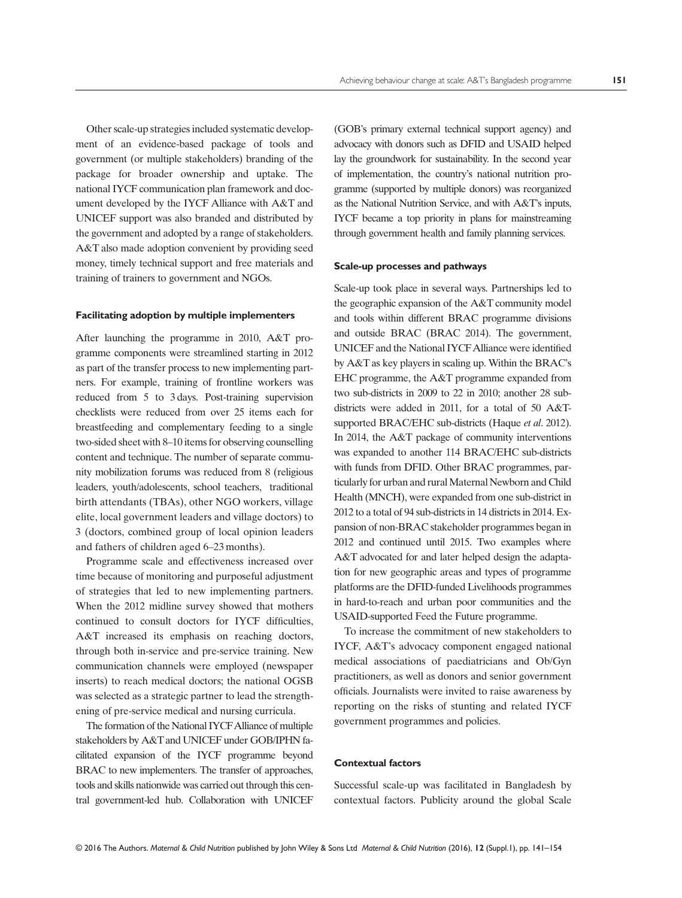Other scale-up strategies included systematic development of an evidence-based package of tools and government (or multiple stakeholders) branding of the package for broader ownership and uptake. The national IYCF communication plan framework and document developed by the IYCF Alliance with A&T and UNICEF support was also branded and distributed by the government and adopted by a range of stakeholders. A&T also made adoption convenient by providing seed money, timely technical support and free materials and training of trainers to government and NGOs.

#### Facilitating adoption by multiple implementers

After launching the programme in 2010, A&T programme components were streamlined starting in 2012 as part of the transfer process to new implementing partners. For example, training of frontline workers was reduced from 5 to 3 days. Post-training supervision checklists were reduced from over 25 items each for breastfeeding and complementary feeding to a single two-sided sheet with 8–10 items for observing counselling content and technique. The number of separate community mobilization forums was reduced from 8 (religious leaders, youth/adolescents, school teachers, traditional birth attendants (TBAs), other NGO workers, village elite, local government leaders and village doctors) to 3 (doctors, combined group of local opinion leaders and fathers of children aged 6–23 months).

Programme scale and effectiveness increased over time because of monitoring and purposeful adjustment of strategies that led to new implementing partners. When the 2012 midline survey showed that mothers continued to consult doctors for IYCF difficulties, A&T increased its emphasis on reaching doctors, through both in-service and pre-service training. New communication channels were employed (newspaper inserts) to reach medical doctors; the national OGSB was selected as a strategic partner to lead the strengthening of pre-service medical and nursing curricula.

The formation of the National IYCF Alliance of multiple stakeholders by A&T and UNICEF under GOB/IPHN facilitated expansion of the IYCF programme beyond BRAC to new implementers. The transfer of approaches, tools and skills nationwide was carried out through this central government-led hub. Collaboration with UNICEF (GOB's primary external technical support agency) and advocacy with donors such as DFID and USAID helped lay the groundwork for sustainability. In the second year of implementation, the country's national nutrition programme (supported by multiple donors) was reorganized as the National Nutrition Service, and with A&T's inputs, IYCF became a top priority in plans for mainstreaming through government health and family planning services.

#### Scale-up processes and pathways

Scale-up took place in several ways. Partnerships led to the geographic expansion of the A&T community model and tools within different BRAC programme divisions and outside BRAC (BRAC 2014). The government, UNICEF and the National IYCF Alliance were identified by A&T as key players in scaling up. Within the BRAC's EHC programme, the A&T programme expanded from two sub-districts in 2009 to 22 in 2010; another 28 sub-districts were added in 2011, for a total of 50 A&T-supported BRAC/EHC sub-districts (Haque *et al*. 2012). In 2014, the A&T package of community interventions was expanded to another 114 BRAC/EHC sub-districts with funds from DFID. Other BRAC programmes, particularly for urban and rural Maternal Newborn and Child Health (MNCH), were expanded from one sub-district in 2012 to a total of 94 sub-districts in 14 districts in 2014. Expansion of non-BRAC stakeholder programmes began in 2012 and continued until 2015. Two examples where A&T advocated for and later helped design the adaptation for new geographic areas and types of programme platforms are the DFID-funded Livelihoods programmes in hard-to-reach and urban poor communities and the USAID-supported Feed the Future programme.

To increase the commitment of new stakeholders to IYCF, A&T's advocacy component engaged national medical associations of paediatricians and Ob/Gyn practitioners, as well as donors and senior government officials. Journalists were invited to raise awareness by reporting on the risks of stunting and related IYCF government programmes and policies.

#### Contextual factors

Successful scale-up was facilitated in Bangladesh by contextual factors. Publicity around the global Scale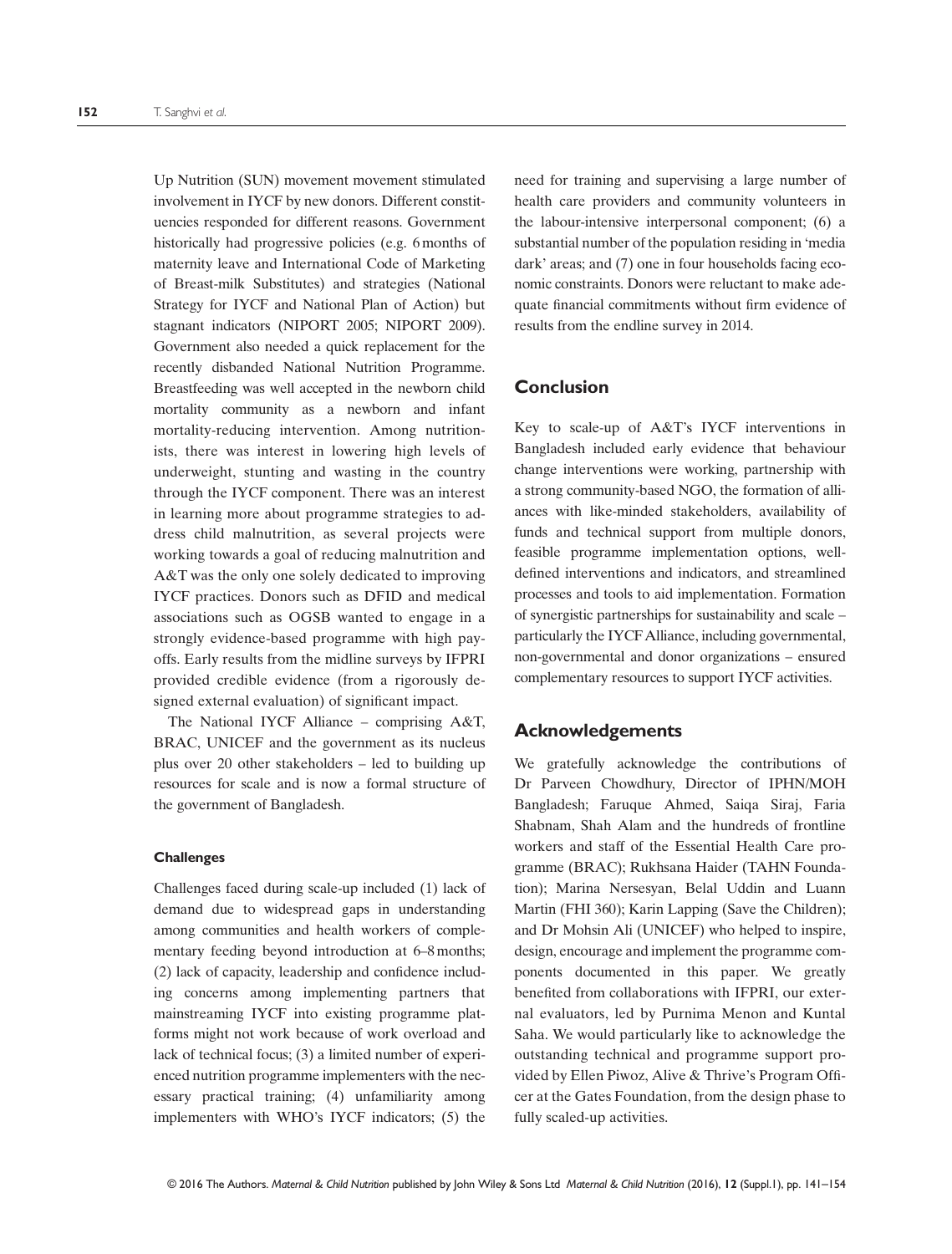Up Nutrition (SUN) movement movement stimulated involvement in IYCF by new donors. Different constituencies responded for different reasons. Government historically had progressive policies (e.g. 6 months of maternity leave and International Code of Marketing of Breast-milk Substitutes) and strategies (National Strategy for IYCF and National Plan of Action) but stagnant indicators (NIPORT 2005; NIPORT 2009). Government also needed a quick replacement for the recently disbanded National Nutrition Programme. Breastfeeding was well accepted in the newborn child mortality community as a newborn and infant mortality-reducing intervention. Among nutritionists, there was interest in lowering high levels of underweight, stunting and wasting in the country through the IYCF component. There was an interest in learning more about programme strategies to address child malnutrition, as several projects were working towards a goal of reducing malnutrition and A&T was the only one solely dedicated to improving IYCF practices. Donors such as DFID and medical associations such as OGSB wanted to engage in a strongly evidence-based programme with high payoffs. Early results from the midline surveys by IFPRI provided credible evidence (from a rigorously designed external evaluation) of significant impact.

The National IYCF Alliance – comprising A&T, BRAC, UNICEF and the government as its nucleus plus over 20 other stakeholders – led to building up resources for scale and is now a formal structure of the government of Bangladesh.

#### Challenges

Challenges faced during scale-up included (1) lack of demand due to widespread gaps in understanding among communities and health workers of complementary feeding beyond introduction at 6–8 months; (2) lack of capacity, leadership and confidence including concerns among implementing partners that mainstreaming IYCF into existing programme platforms might not work because of work overload and lack of technical focus; (3) a limited number of experienced nutrition programme implementers with the necessary practical training; (4) unfamiliarity among implementers with WHO's IYCF indicators; (5) the need for training and supervising a large number of health care providers and community volunteers in the labour-intensive interpersonal component; (6) a substantial number of the population residing in 'media dark' areas; and (7) one in four households facing economic constraints. Donors were reluctant to make adequate financial commitments without firm evidence of results from the endline survey in 2014.

## Conclusion

Key to scale-up of A&T's IYCF interventions in Bangladesh included early evidence that behaviour change interventions were working, partnership with a strong community-based NGO, the formation of alliances with like-minded stakeholders, availability of funds and technical support from multiple donors, feasible programme implementation options, well-defined interventions and indicators, and streamlined processes and tools to aid implementation. Formation of synergistic partnerships for sustainability and scale – particularly the IYCF Alliance, including governmental, non-governmental and donor organizations – ensured complementary resources to support IYCF activities.

## Acknowledgements

We gratefully acknowledge the contributions of Dr Parveen Chowdhury, Director of IPHN/MOH Bangladesh; Faruque Ahmed, Saiqa Siraj, Faria Shabnam, Shah Alam and the hundreds of frontline workers and staff of the Essential Health Care programme (BRAC); Rukhsana Haider (TAHN Foundation); Marina Nersesyan, Belal Uddin and Luann Martin (FHI 360); Karin Lapping (Save the Children); and Dr Mohsin Ali (UNICEF) who helped to inspire, design, encourage and implement the programme components documented in this paper. We greatly benefited from collaborations with IFPRI, our external evaluators, led by Purnima Menon and Kuntal Saha. We would particularly like to acknowledge the outstanding technical and programme support provided by Ellen Piwoz, Alive & Thrive's Program Officer at the Gates Foundation, from the design phase to fully scaled-up activities.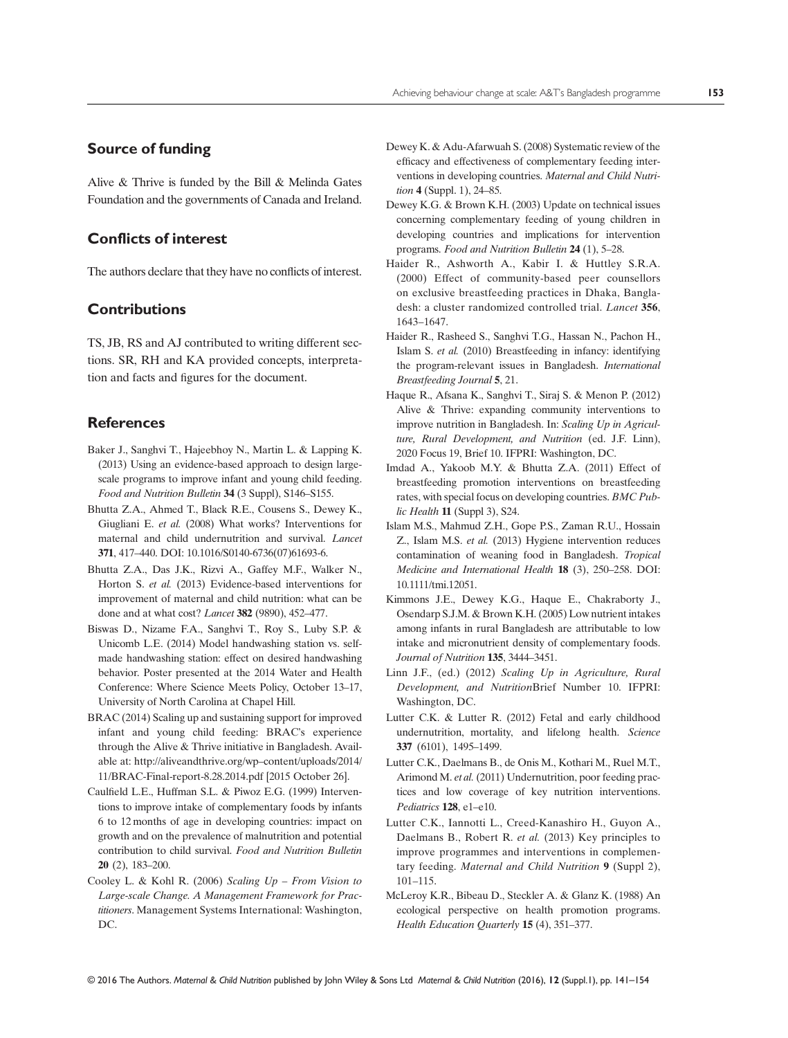## Source of funding

Alive & Thrive is funded by the Bill & Melinda Gates Foundation and the governments of Canada and Ireland.

## Conflicts of interest

The authors declare that they have no conflicts of interest.

## Contributions

TS, JB, RS and AJ contributed to writing different sections. SR, RH and KA provided concepts, interpretation and facts and figures for the document.

## References

Baker J., Sanghvi T., Hajeebhoy N., Martin L. & Lapping K. (2013) Using an evidence-based approach to design large-scale programs to improve infant and young child feeding. *Food and Nutrition Bulletin* **34** (3 Suppl), S146–S155.

Bhutta Z.A., Ahmed T., Black R.E., Cousens S., Dewey K., Giugliani E. *et al.* (2008) What works? Interventions for maternal and child undernutrition and survival. *Lancet* **371**, 417–440. DOI: 10.1016/S0140-6736(07)61693-6.

Bhutta Z.A., Das J.K., Rizvi A., Gaffey M.F., Walker N., Horton S. *et al.* (2013) Evidence-based interventions for improvement of maternal and child nutrition: what can be done and at what cost? *Lancet* **382** (9890), 452–477.

Biswas D., Nizame F.A., Sanghvi T., Roy S., Luby S.P. & Unicomb L.E. (2014) Model handwashing station vs. self-made handwashing station: effect on desired handwashing behavior. Poster presented at the 2014 Water and Health Conference: Where Science Meets Policy, October 13–17, University of North Carolina at Chapel Hill.

BRAC (2014) Scaling up and sustaining support for improved infant and young child feeding: BRAC's experience through the Alive & Thrive initiative in Bangladesh. Available at: http://aliveandthrive.org/wp–content/uploads/2014/11/BRAC-Final-report-8.28.2014.pdf [2015 October 26].

Caulfield L.E., Huffman S.L. & Piwoz E.G. (1999) Interventions to improve intake of complementary foods by infants 6 to 12 months of age in developing countries: impact on growth and on the prevalence of malnutrition and potential contribution to child survival. *Food and Nutrition Bulletin* **20** (2), 183–200.

Cooley L. & Kohl R. (2006) *Scaling Up – From Vision to Large-scale Change. A Management Framework for Practitioners*. Management Systems International: Washington, DC.

Dewey K. & Adu-Afarwuah S. (2008) Systematic review of the efficacy and effectiveness of complementary feeding interventions in developing countries. *Maternal and Child Nutrition* **4** (Suppl. 1), 24–85.

Dewey K.G. & Brown K.H. (2003) Update on technical issues concerning complementary feeding of young children in developing countries and implications for intervention programs. *Food and Nutrition Bulletin* **24** (1), 5–28.

Haider R., Ashworth A., Kabir I. & Huttley S.R.A. (2000) Effect of community-based peer counsellors on exclusive breastfeeding practices in Dhaka, Bangladesh: a cluster randomized controlled trial. *Lancet* **356**, 1643–1647.

Haider R., Rasheed S., Sanghvi T.G., Hassan N., Pachon H., Islam S. *et al.* (2010) Breastfeeding in infancy: identifying the program-relevant issues in Bangladesh. *International Breastfeeding Journal* **5**, 21.

Haque R., Afsana K., Sanghvi T., Siraj S. & Menon P. (2012) Alive & Thrive: expanding community interventions to improve nutrition in Bangladesh. In: *Scaling Up in Agriculture, Rural Development, and Nutrition* (ed. J.F. Linn), 2020 Focus 19, Brief 10. IFPRI: Washington, DC.

Imdad A., Yakoob M.Y. & Bhutta Z.A. (2011) Effect of breastfeeding promotion interventions on breastfeeding rates, with special focus on developing countries. *BMC Public Health* **11** (Suppl 3), S24.

Islam M.S., Mahmud Z.H., Gope P.S., Zaman R.U., Hossain Z., Islam M.S. *et al.* (2013) Hygiene intervention reduces contamination of weaning food in Bangladesh. *Tropical Medicine and International Health* **18** (3), 250–258. DOI: 10.1111/tmi.12051.

Kimmons J.E., Dewey K.G., Haque E., Chakraborty J., Osendarp S.J.M. & Brown K.H. (2005) Low nutrient intakes among infants in rural Bangladesh are attributable to low intake and micronutrient density of complementary foods. *Journal of Nutrition* **135**, 3444–3451.

Linn J.F., (ed.) (2012) *Scaling Up in Agriculture, Rural Development, and Nutrition*Brief Number 10. IFPRI: Washington, DC.

Lutter C.K. & Lutter R. (2012) Fetal and early childhood undernutrition, mortality, and lifelong health. *Science* **337** (6101), 1495–1499.

Lutter C.K., Daelmans B., de Onis M., Kothari M., Ruel M.T., Arimond M. *et al.* (2011) Undernutrition, poor feeding practices and low coverage of key nutrition interventions. *Pediatrics* **128**, e1–e10.

Lutter C.K., Iannotti L., Creed-Kanashiro H., Guyon A., Daelmans B., Robert R. *et al.* (2013) Key principles to improve programmes and interventions in complementary feeding. *Maternal and Child Nutrition* **9** (Suppl 2), 101–115.

McLeroy K.R., Bibeau D., Steckler A. & Glanz K. (1988) An ecological perspective on health promotion programs. *Health Education Quarterly* **15** (4), 351–377.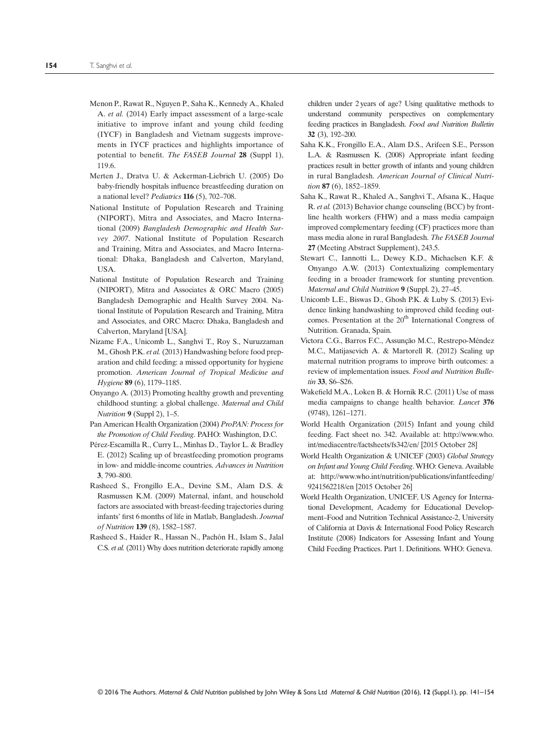Menon P., Rawat R., Nguyen P., Saha K., Kennedy A., Khaled A. *et al.* (2014) Early impact assessment of a large-scale initiative to improve infant and young child feeding (IYCF) in Bangladesh and Vietnam suggests improvements in IYCF practices and highlights importance of potential to benefit. *The FASEB Journal* **28** (Suppl 1), 119.6.

Merten J., Dratva U. & Ackerman-Liebrich U. (2005) Do baby-friendly hospitals influence breastfeeding duration on a national level? *Pediatrics* **116** (5), 702–708.

National Institute of Population Research and Training (NIPORT), Mitra and Associates, and Macro International (2009) *Bangladesh Demographic and Health Survey 2007*. National Institute of Population Research and Training, Mitra and Associates, and Macro International: Dhaka, Bangladesh and Calverton, Maryland, USA.

National Institute of Population Research and Training (NIPORT), Mitra and Associates & ORC Macro (2005) Bangladesh Demographic and Health Survey 2004. National Institute of Population Research and Training, Mitra and Associates, and ORC Macro: Dhaka, Bangladesh and Calverton, Maryland [USA].

Nizame F.A., Unicomb L., Sanghvi T., Roy S., Nuruzzaman M., Ghosh P.K. *et al.* (2013) Handwashing before food preparation and child feeding: a missed opportunity for hygiene promotion. *American Journal of Tropical Medicine and Hygiene* **89** (6), 1179–1185.

Onyango A. (2013) Promoting healthy growth and preventing childhood stunting: a global challenge. *Maternal and Child Nutrition* **9** (Suppl 2), 1–5.

Pan American Health Organization (2004) *ProPAN: Process for the Promotion of Child Feeding*. PAHO: Washington, D.C.

Pérez-Escamilla R., Curry L., Minhas D., Taylor L. & Bradley E. (2012) Scaling up of breastfeeding promotion programs in low- and middle-income countries. *Advances in Nutrition* **3**, 790–800.

Rasheed S., Frongillo E.A., Devine S.M., Alam D.S. & Rasmussen K.M. (2009) Maternal, infant, and household factors are associated with breast-feeding trajectories during infants' first 6 months of life in Matlab, Bangladesh. *Journal of Nutrition* **139** (8), 1582–1587.

Rasheed S., Haider R., Hassan N., Pachón H., Islam S., Jalal C.S. *et al.* (2011) Why does nutrition deteriorate rapidly among children under 2 years of age? Using qualitative methods to understand community perspectives on complementary feeding practices in Bangladesh. *Food and Nutrition Bulletin* **32** (3), 192–200.

Saha K.K., Frongillo E.A., Alam D.S., Arifeen S.E., Persson L.A. & Rasmussen K. (2008) Appropriate infant feeding practices result in better growth of infants and young children in rural Bangladesh. *American Journal of Clinical Nutrition* **87** (6), 1852–1859.

Saha K., Rawat R., Khaled A., Sanghvi T., Afsana K., Haque R. *et al.* (2013) Behavior change counseling (BCC) by frontline health workers (FHW) and a mass media campaign improved complementary feeding (CF) practices more than mass media alone in rural Bangladesh. *The FASEB Journal* **27** (Meeting Abstract Supplement), 243.5.

Stewart C., Iannotti L., Dewey K.D., Michaelsen K.F. & Onyango A.W. (2013) Contextualizing complementary feeding in a broader framework for stunting prevention. *Maternal and Child Nutrition* **9** (Suppl. 2), 27–45.

Unicomb L.E., Biswas D., Ghosh P.K. & Luby S. (2013) Evidence linking handwashing to improved child feeding outcomes. Presentation at the 20th International Congress of Nutrition. Granada, Spain.

Victora C.G., Barros F.C., Assunção M.C., Restrepo-Méndez M.C., Matijasevich A. & Martorell R. (2012) Scaling up maternal nutrition programs to improve birth outcomes: a review of implementation issues. *Food and Nutrition Bulletin* **33**, S6–S26.

Wakefield M.A., Loken B. & Hornik R.C. (2011) Use of mass media campaigns to change health behavior. *Lancet* **376** (9748), 1261–1271.

World Health Organization (2015) Infant and young child feeding. Fact sheet no. 342. Available at: http://www.who.int/mediacentre/factsheets/fs342/en/ [2015 October 28]

World Health Organization & UNICEF (2003) *Global Strategy on Infant and Young Child Feeding*. WHO: Geneva. Available at: http://www.who.int/nutrition/publications/infantfeeding/9241562218/en [2015 October 26]

World Health Organization, UNICEF, US Agency for International Development, Academy for Educational Development–Food and Nutrition Technical Assistance-2, University of California at Davis & International Food Policy Research Institute (2008) Indicators for Assessing Infant and Young Child Feeding Practices. Part 1. Definitions. WHO: Geneva.